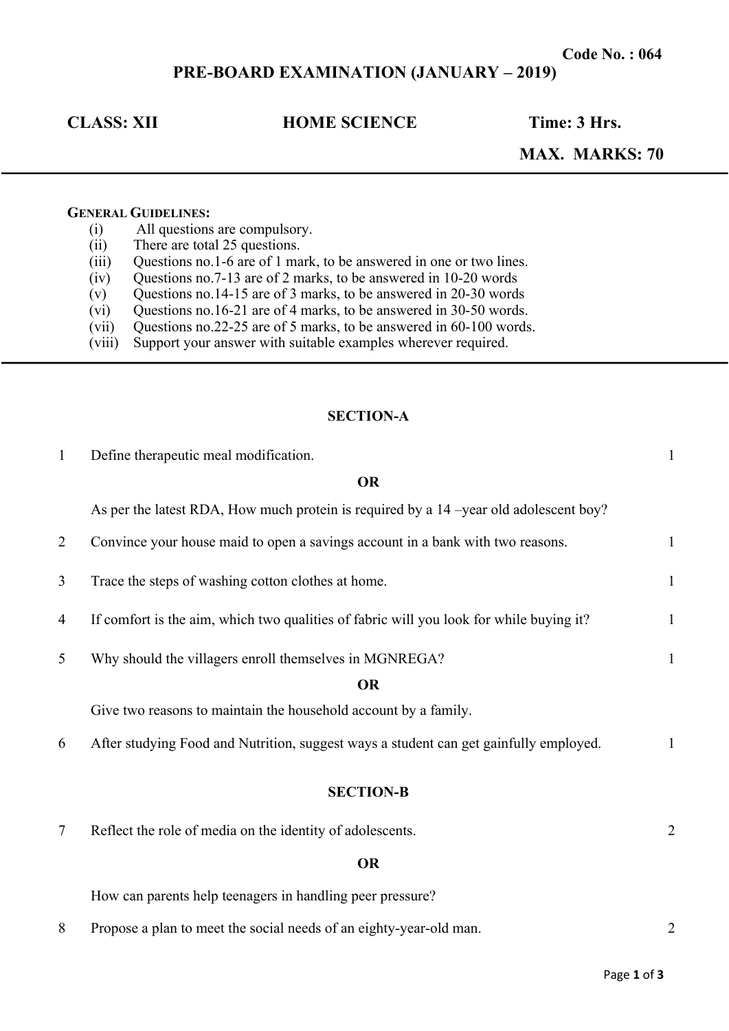Code No. : 064

# PRE-BOARD EXAMINATION (JANUARY – 2019)

**CLASS: XII** | **HOME SCIENCE** | **Time: 3 Hrs.**

**MAX. MARKS: 70**

---

**GENERAL GUIDELINES:**

(i) All questions are compulsory.
(ii) There are total 25 questions.
(iii) Questions no.1-6 are of 1 mark, to be answered in one or two lines.
(iv) Questions no.7-13 are of 2 marks, to be answered in 10-20 words
(v) Questions no.14-15 are of 3 marks, to be answered in 20-30 words
(vi) Questions no.16-21 are of 4 marks, to be answered in 30-50 words.
(vii) Questions no.22-25 are of 5 marks, to be answered in 60-100 words.
(viii) Support your answer with suitable examples wherever required.

---

## SECTION-A

1 Define therapeutic meal modification. 1

**OR**

As per the latest RDA, How much protein is required by a 14 –year old adolescent boy?

2 Convince your house maid to open a savings account in a bank with two reasons. 1

3 Trace the steps of washing cotton clothes at home. 1

4 If comfort is the aim, which two qualities of fabric will you look for while buying it? 1

5 Why should the villagers enroll themselves in MGNREGA? 1

**OR**

Give two reasons to maintain the household account by a family.

6 After studying Food and Nutrition, suggest ways a student can get gainfully employed. 1

## SECTION-B

7 Reflect the role of media on the identity of adolescents. 2

**OR**

How can parents help teenagers in handling peer pressure?

8 Propose a plan to meet the social needs of an eighty-year-old man. 2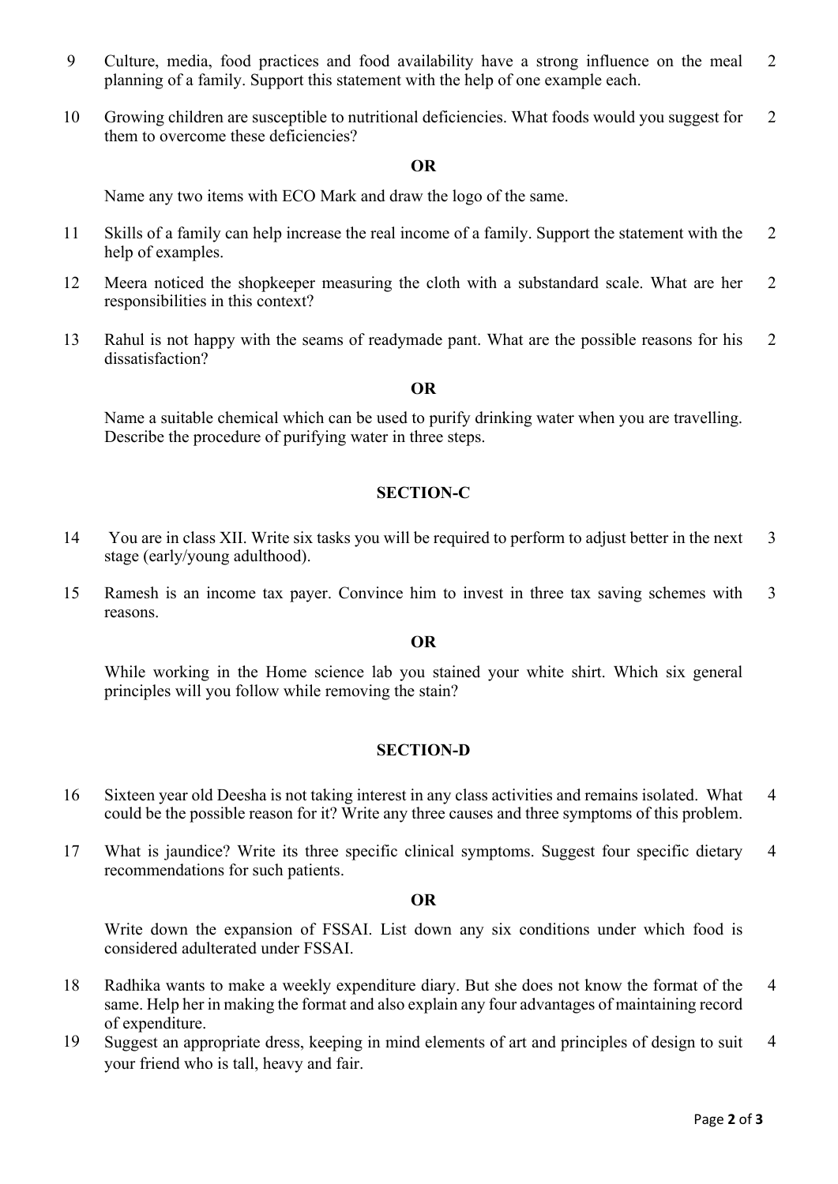9 Culture, media, food practices and food availability have a strong influence on the meal planning of a family. Support this statement with the help of one example each. 2

10 Growing children are susceptible to nutritional deficiencies. What foods would you suggest for them to overcome these deficiencies? 2

**OR**

Name any two items with ECO Mark and draw the logo of the same.

11 Skills of a family can help increase the real income of a family. Support the statement with the help of examples. 2

12 Meera noticed the shopkeeper measuring the cloth with a substandard scale. What are her responsibilities in this context? 2

13 Rahul is not happy with the seams of readymade pant. What are the possible reasons for his dissatisfaction? 2

**OR**

Name a suitable chemical which can be used to purify drinking water when you are travelling. Describe the procedure of purifying water in three steps.

## SECTION-C

14 You are in class XII. Write six tasks you will be required to perform to adjust better in the next stage (early/young adulthood). 3

15 Ramesh is an income tax payer. Convince him to invest in three tax saving schemes with reasons. 3

**OR**

While working in the Home science lab you stained your white shirt. Which six general principles will you follow while removing the stain?

## SECTION-D

16 Sixteen year old Deesha is not taking interest in any class activities and remains isolated. What could be the possible reason for it? Write any three causes and three symptoms of this problem. 4

17 What is jaundice? Write its three specific clinical symptoms. Suggest four specific dietary recommendations for such patients. 4

**OR**

Write down the expansion of FSSAI. List down any six conditions under which food is considered adulterated under FSSAI.

18 Radhika wants to make a weekly expenditure diary. But she does not know the format of the same. Help her in making the format and also explain any four advantages of maintaining record of expenditure. 4

19 Suggest an appropriate dress, keeping in mind elements of art and principles of design to suit your friend who is tall, heavy and fair. 4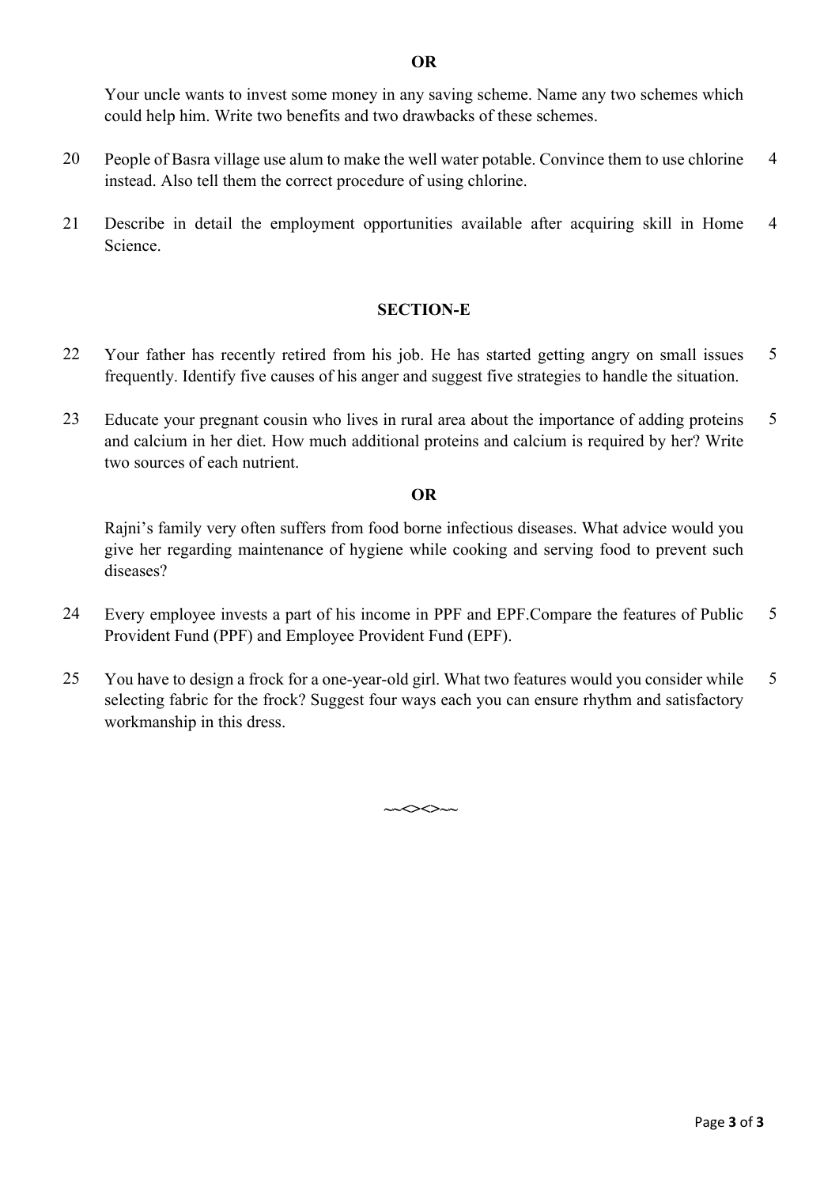**OR**

Your uncle wants to invest some money in any saving scheme. Name any two schemes which could help him. Write two benefits and two drawbacks of these schemes.

20 People of Basra village use alum to make the well water potable. Convince them to use chlorine instead. Also tell them the correct procedure of using chlorine. 4

21 Describe in detail the employment opportunities available after acquiring skill in Home Science. 4

## SECTION-E

22 Your father has recently retired from his job. He has started getting angry on small issues frequently. Identify five causes of his anger and suggest five strategies to handle the situation. 5

23 Educate your pregnant cousin who lives in rural area about the importance of adding proteins and calcium in her diet. How much additional proteins and calcium is required by her? Write two sources of each nutrient. 5

**OR**

Rajni's family very often suffers from food borne infectious diseases. What advice would you give her regarding maintenance of hygiene while cooking and serving food to prevent such diseases?

24 Every employee invests a part of his income in PPF and EPF.Compare the features of Public Provident Fund (PPF) and Employee Provident Fund (EPF). 5

25 You have to design a frock for a one-year-old girl. What two features would you consider while selecting fabric for the frock? Suggest four ways each you can ensure rhythm and satisfactory workmanship in this dress. 5

~~<>~~